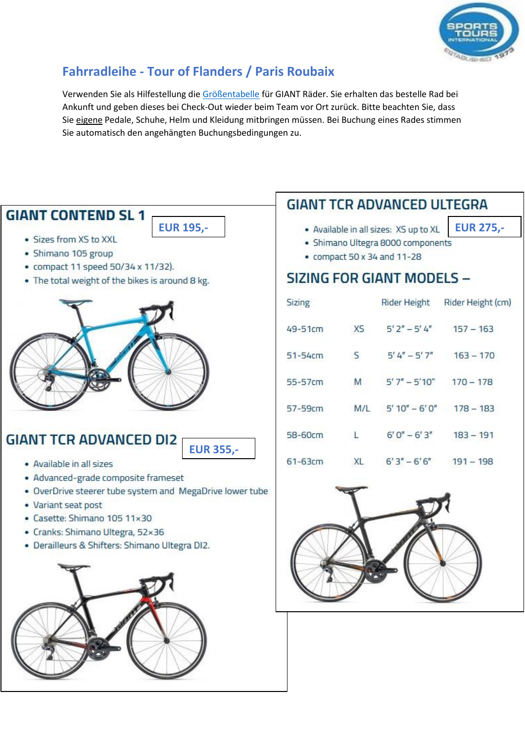# Fahrradleihe - Tour of Flanders / Paris Roubaix

Verwenden Sie als Hilfestellung die Größentabelle für GIANT Räder. Sie erhalten das bestelle Rad bei Ankunft und geben dieses bei Check-Out wieder beim Team vor Ort zurück. Bitte beachten Sie, dass Sie eigene Pedale, Schuhe, Helm und Kleidung mitbringen müssen. Bei Buchung eines Rades stimmen Sie automatisch den angehängten Buchungsbedingungen zu.

## GIANT CONTEND SL 1

**EUR 195,-**

- Sizes from XS to XXL
- Shimano 105 group
- compact 11 speed 50/34 x 11/32).
- The total weight of the bikes is around 8 kg.

## GIANT TCR ADVANCED DI2

**EUR 355,-**

- Available in all sizes
- Advanced-grade composite frameset
- OverDrive steerer tube system and MegaDrive lower tube
- Variant seat post
- Casette: Shimano 105 11×30
- Cranks: Shimano Ultegra, 52×36
- Derailleurs & Shifters: Shimano Ultegra DI2.

## GIANT TCR ADVANCED ULTEGRA

**EUR 275,-**

- Available in all sizes: XS up to XL
- Shimano Ultegra 8000 components
- compact 50 x 34 and 11-28

## SIZING FOR GIANT MODELS –

| Sizing | | Rider Height | Rider Height (cm) |
|---|---|---|---|
| 49-51cm | XS | 5' 2" – 5' 4" | 157 – 163 |
| 51-54cm | S | 5' 4" – 5' 7" | 163 – 170 |
| 55-57cm | M | 5' 7" – 5'10" | 170 – 178 |
| 57-59cm | M/L | 5' 10" – 6' 0" | 178 – 183 |
| 58-60cm | L | 6' 0" – 6' 3" | 183 – 191 |
| 61-63cm | XL | 6' 3" – 6' 6" | 191 – 198 |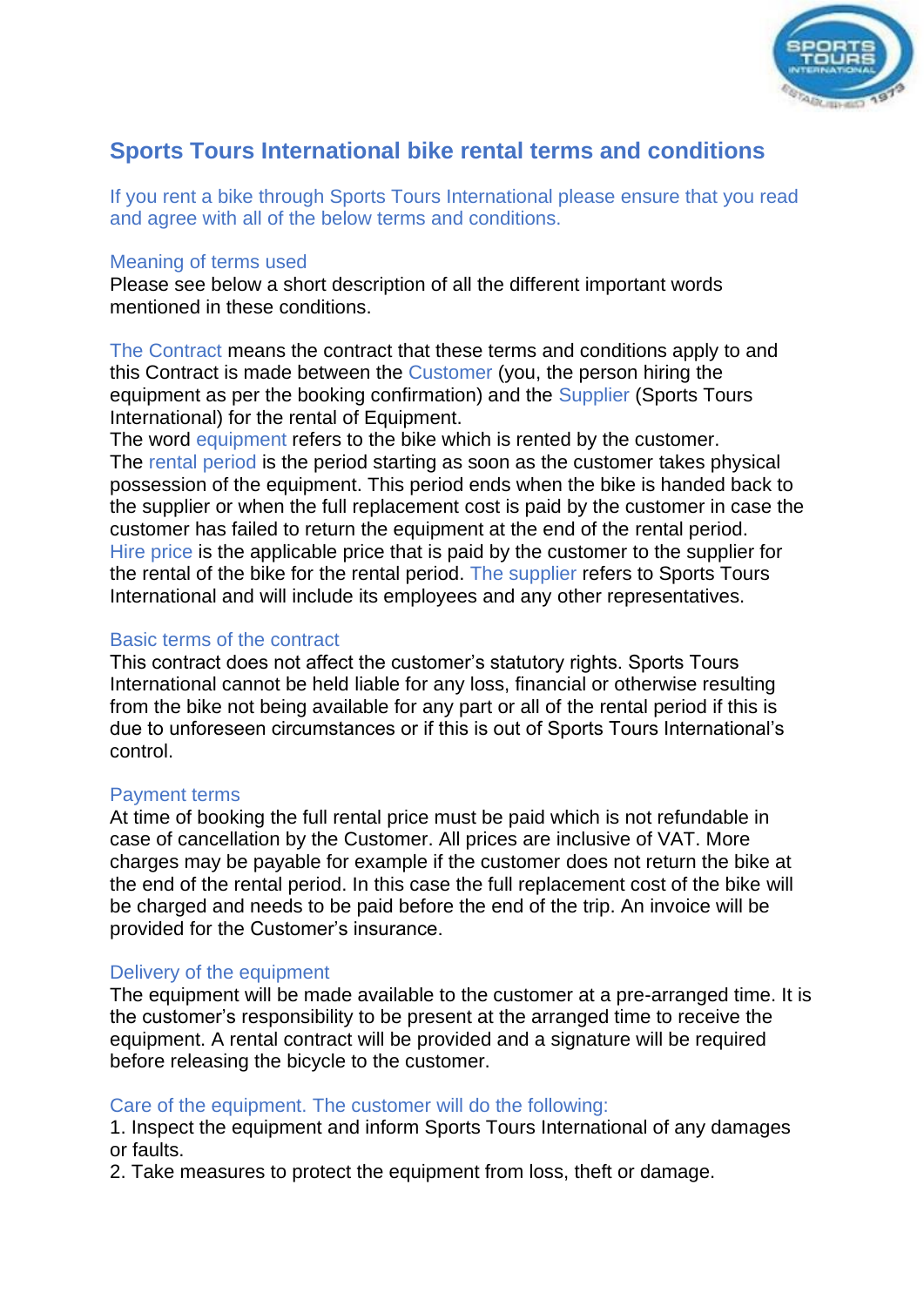# Sports Tours International bike rental terms and conditions

If you rent a bike through Sports Tours International please ensure that you read and agree with all of the below terms and conditions.

## Meaning of terms used

Please see below a short description of all the different important words mentioned in these conditions.

The Contract means the contract that these terms and conditions apply to and this Contract is made between the Customer (you, the person hiring the equipment as per the booking confirmation) and the Supplier (Sports Tours International) for the rental of Equipment.
The word equipment refers to the bike which is rented by the customer.
The rental period is the period starting as soon as the customer takes physical possession of the equipment. This period ends when the bike is handed back to the supplier or when the full replacement cost is paid by the customer in case the customer has failed to return the equipment at the end of the rental period.
Hire price is the applicable price that is paid by the customer to the supplier for the rental of the bike for the rental period. The supplier refers to Sports Tours International and will include its employees and any other representatives.

## Basic terms of the contract

This contract does not affect the customer's statutory rights. Sports Tours International cannot be held liable for any loss, financial or otherwise resulting from the bike not being available for any part or all of the rental period if this is due to unforeseen circumstances or if this is out of Sports Tours International's control.

## Payment terms

At time of booking the full rental price must be paid which is not refundable in case of cancellation by the Customer. All prices are inclusive of VAT. More charges may be payable for example if the customer does not return the bike at the end of the rental period. In this case the full replacement cost of the bike will be charged and needs to be paid before the end of the trip. An invoice will be provided for the Customer's insurance.

## Delivery of the equipment

The equipment will be made available to the customer at a pre-arranged time. It is the customer's responsibility to be present at the arranged time to receive the equipment. A rental contract will be provided and a signature will be required before releasing the bicycle to the customer.

## Care of the equipment. The customer will do the following:

1. Inspect the equipment and inform Sports Tours International of any damages or faults.
2. Take measures to protect the equipment from loss, theft or damage.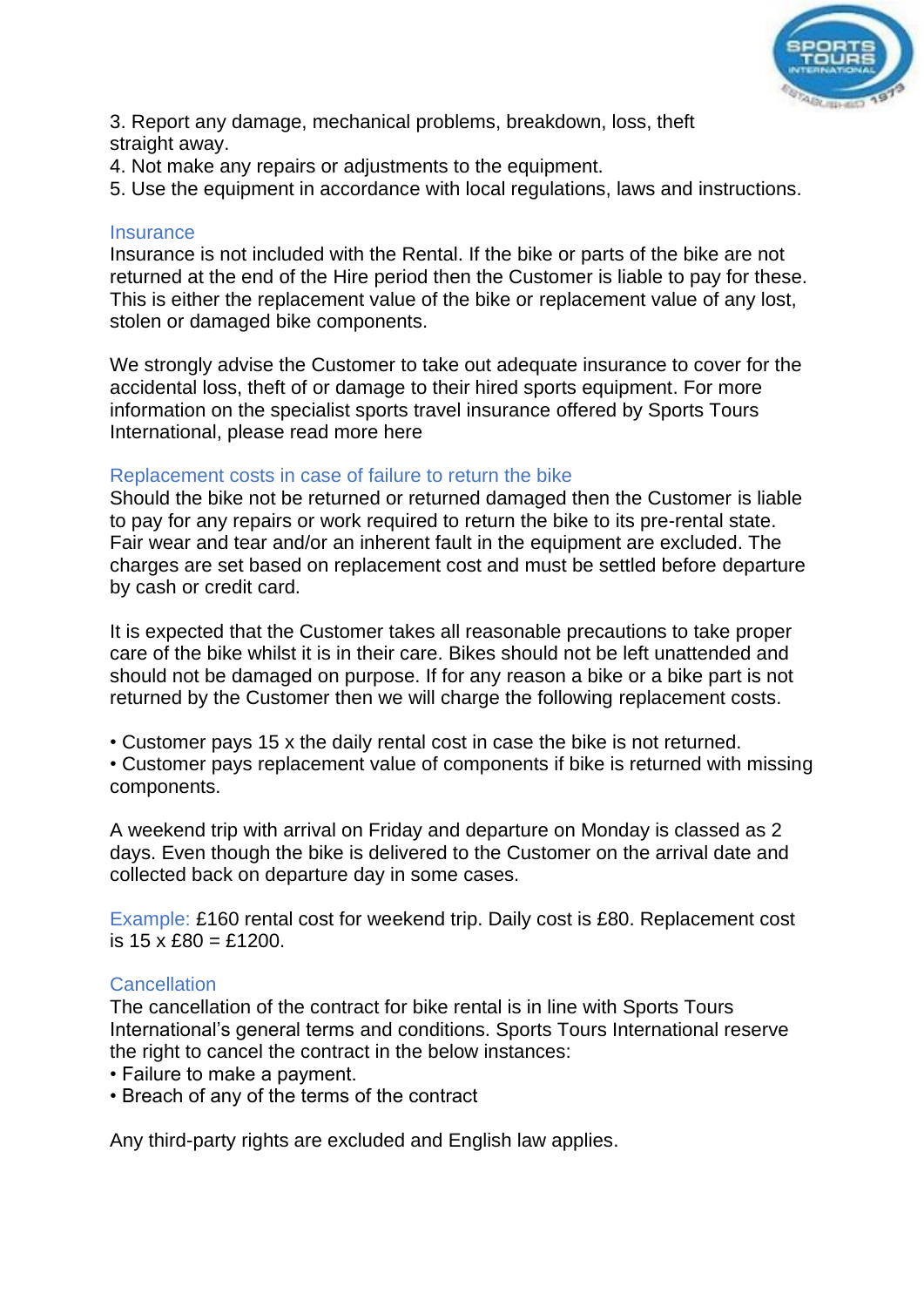3. Report any damage, mechanical problems, breakdown, loss, theft straight away.
4. Not make any repairs or adjustments to the equipment.
5. Use the equipment in accordance with local regulations, laws and instructions.

## Insurance

Insurance is not included with the Rental. If the bike or parts of the bike are not returned at the end of the Hire period then the Customer is liable to pay for these. This is either the replacement value of the bike or replacement value of any lost, stolen or damaged bike components.

We strongly advise the Customer to take out adequate insurance to cover for the accidental loss, theft of or damage to their hired sports equipment. For more information on the specialist sports travel insurance offered by Sports Tours International, please read more here

## Replacement costs in case of failure to return the bike

Should the bike not be returned or returned damaged then the Customer is liable to pay for any repairs or work required to return the bike to its pre-rental state. Fair wear and tear and/or an inherent fault in the equipment are excluded. The charges are set based on replacement cost and must be settled before departure by cash or credit card.

It is expected that the Customer takes all reasonable precautions to take proper care of the bike whilst it is in their care. Bikes should not be left unattended and should not be damaged on purpose. If for any reason a bike or a bike part is not returned by the Customer then we will charge the following replacement costs.

- Customer pays 15 x the daily rental cost in case the bike is not returned.
- Customer pays replacement value of components if bike is returned with missing components.

A weekend trip with arrival on Friday and departure on Monday is classed as 2 days. Even though the bike is delivered to the Customer on the arrival date and collected back on departure day in some cases.

Example: £160 rental cost for weekend trip. Daily cost is £80. Replacement cost is 15 x £80 = £1200.

## Cancellation

The cancellation of the contract for bike rental is in line with Sports Tours International's general terms and conditions. Sports Tours International reserve the right to cancel the contract in the below instances:

- Failure to make a payment.
- Breach of any of the terms of the contract

Any third-party rights are excluded and English law applies.